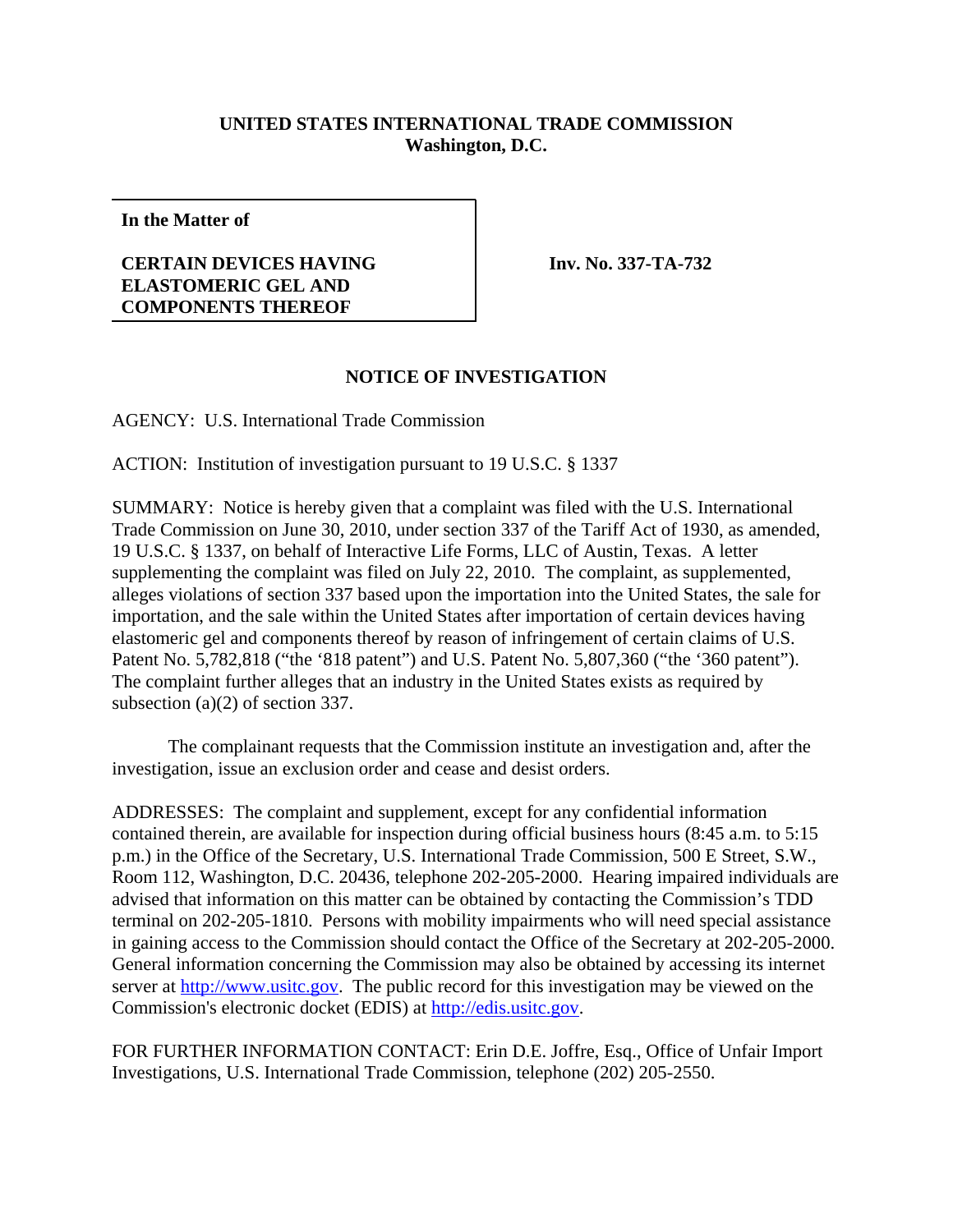**UNITED STATES INTERNATIONAL TRADE COMMISSION**
**Washington, D.C.**

| In the Matter of<br><br>**CERTAIN DEVICES HAVING ELASTOMERIC GEL AND COMPONENTS THEREOF** | **Inv. No. 337-TA-732** |
|---|---|

## NOTICE OF INVESTIGATION

AGENCY: U.S. International Trade Commission

ACTION: Institution of investigation pursuant to 19 U.S.C. § 1337

SUMMARY: Notice is hereby given that a complaint was filed with the U.S. International Trade Commission on June 30, 2010, under section 337 of the Tariff Act of 1930, as amended, 19 U.S.C. § 1337, on behalf of Interactive Life Forms, LLC of Austin, Texas. A letter supplementing the complaint was filed on July 22, 2010. The complaint, as supplemented, alleges violations of section 337 based upon the importation into the United States, the sale for importation, and the sale within the United States after importation of certain devices having elastomeric gel and components thereof by reason of infringement of certain claims of U.S. Patent No. 5,782,818 ("the '818 patent") and U.S. Patent No. 5,807,360 ("the '360 patent"). The complaint further alleges that an industry in the United States exists as required by subsection (a)(2) of section 337.

The complainant requests that the Commission institute an investigation and, after the investigation, issue an exclusion order and cease and desist orders.

ADDRESSES: The complaint and supplement, except for any confidential information contained therein, are available for inspection during official business hours (8:45 a.m. to 5:15 p.m.) in the Office of the Secretary, U.S. International Trade Commission, 500 E Street, S.W., Room 112, Washington, D.C. 20436, telephone 202-205-2000. Hearing impaired individuals are advised that information on this matter can be obtained by contacting the Commission's TDD terminal on 202-205-1810. Persons with mobility impairments who will need special assistance in gaining access to the Commission should contact the Office of the Secretary at 202-205-2000. General information concerning the Commission may also be obtained by accessing its internet server at http://www.usitc.gov. The public record for this investigation may be viewed on the Commission's electronic docket (EDIS) at http://edis.usitc.gov.

FOR FURTHER INFORMATION CONTACT: Erin D.E. Joffre, Esq., Office of Unfair Import Investigations, U.S. International Trade Commission, telephone (202) 205-2550.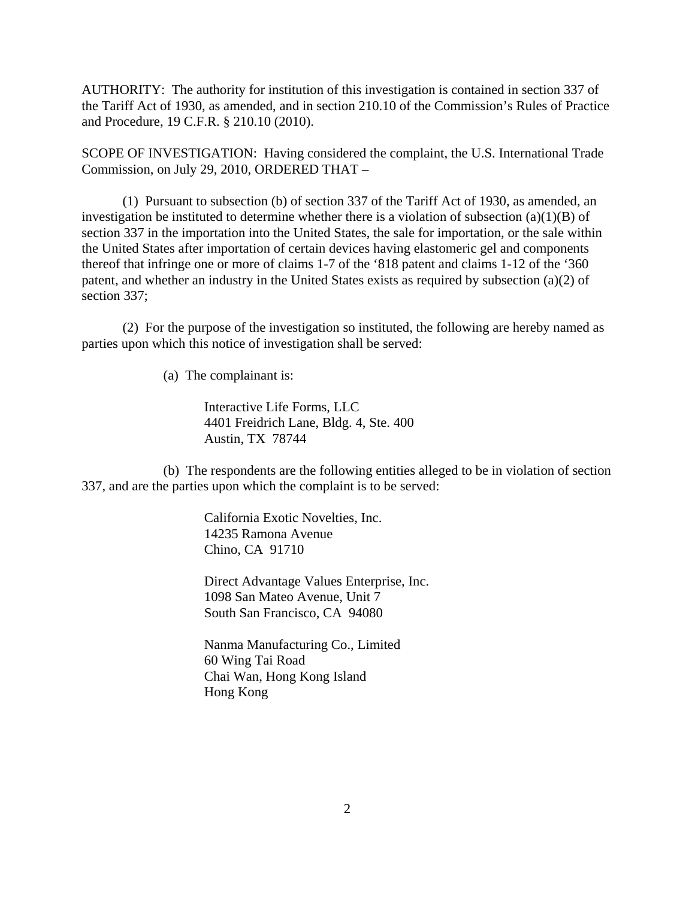AUTHORITY: The authority for institution of this investigation is contained in section 337 of the Tariff Act of 1930, as amended, and in section 210.10 of the Commission's Rules of Practice and Procedure, 19 C.F.R. § 210.10 (2010).

SCOPE OF INVESTIGATION: Having considered the complaint, the U.S. International Trade Commission, on July 29, 2010, ORDERED THAT –

(1) Pursuant to subsection (b) of section 337 of the Tariff Act of 1930, as amended, an investigation be instituted to determine whether there is a violation of subsection (a)(1)(B) of section 337 in the importation into the United States, the sale for importation, or the sale within the United States after importation of certain devices having elastomeric gel and components thereof that infringe one or more of claims 1-7 of the '818 patent and claims 1-12 of the '360 patent, and whether an industry in the United States exists as required by subsection (a)(2) of section 337;

(2) For the purpose of the investigation so instituted, the following are hereby named as parties upon which this notice of investigation shall be served:

(a) The complainant is:

Interactive Life Forms, LLC  
4401 Freidrich Lane, Bldg. 4, Ste. 400  
Austin, TX 78744

(b) The respondents are the following entities alleged to be in violation of section 337, and are the parties upon which the complaint is to be served:

California Exotic Novelties, Inc.  
14235 Ramona Avenue  
Chino, CA 91710

Direct Advantage Values Enterprise, Inc.  
1098 San Mateo Avenue, Unit 7  
South San Francisco, CA 94080

Nanma Manufacturing Co., Limited  
60 Wing Tai Road  
Chai Wan, Hong Kong Island  
Hong Kong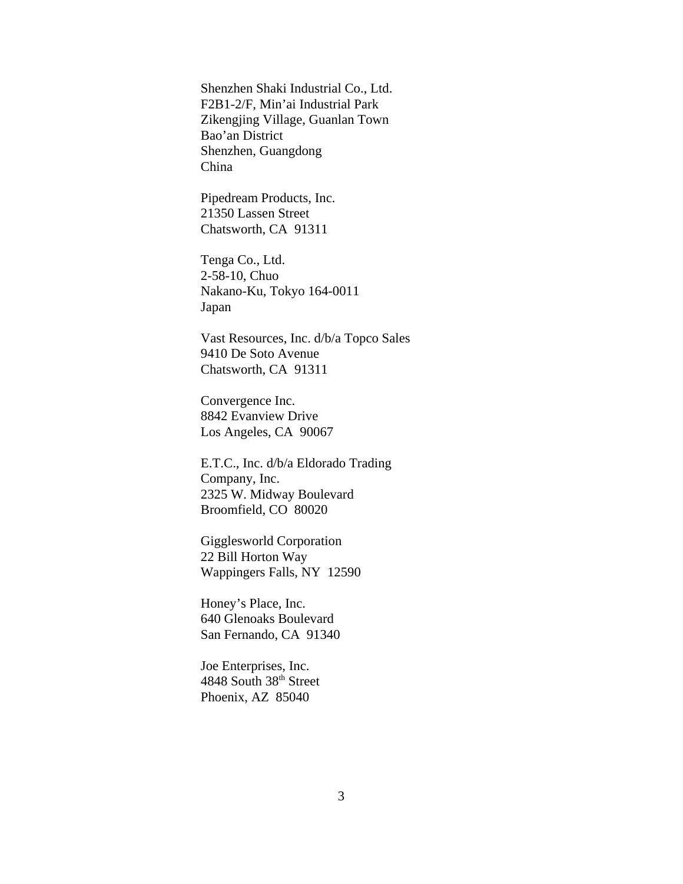Shenzhen Shaki Industrial Co., Ltd.
F2B1-2/F, Min'ai Industrial Park
Zikengjing Village, Guanlan Town
Bao'an District
Shenzhen, Guangdong
China

Pipedream Products, Inc.
21350 Lassen Street
Chatsworth, CA 91311

Tenga Co., Ltd.
2-58-10, Chuo
Nakano-Ku, Tokyo 164-0011
Japan

Vast Resources, Inc. d/b/a Topco Sales
9410 De Soto Avenue
Chatsworth, CA 91311

Convergence Inc.
8842 Evanview Drive
Los Angeles, CA 90067

E.T.C., Inc. d/b/a Eldorado Trading
Company, Inc.
2325 W. Midway Boulevard
Broomfield, CO 80020

Gigglesworld Corporation
22 Bill Horton Way
Wappingers Falls, NY 12590

Honey's Place, Inc.
640 Glenoaks Boulevard
San Fernando, CA 91340

Joe Enterprises, Inc.
4848 South 38th Street
Phoenix, AZ 85040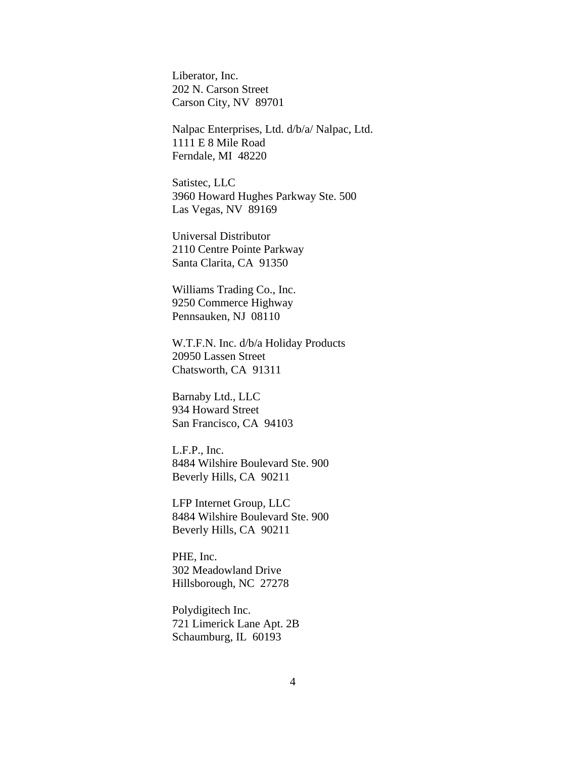Liberator, Inc.
202 N. Carson Street
Carson City, NV  89701

Nalpac Enterprises, Ltd. d/b/a/ Nalpac, Ltd.
1111 E 8 Mile Road
Ferndale, MI  48220

Satistec, LLC
3960 Howard Hughes Parkway Ste. 500
Las Vegas, NV  89169

Universal Distributor
2110 Centre Pointe Parkway
Santa Clarita, CA  91350

Williams Trading Co., Inc.
9250 Commerce Highway
Pennsauken, NJ  08110

W.T.F.N. Inc. d/b/a Holiday Products
20950 Lassen Street
Chatsworth, CA  91311

Barnaby Ltd., LLC
934 Howard Street
San Francisco, CA  94103

L.F.P., Inc.
8484 Wilshire Boulevard Ste. 900
Beverly Hills, CA  90211

LFP Internet Group, LLC
8484 Wilshire Boulevard Ste. 900
Beverly Hills, CA  90211

PHE, Inc.
302 Meadowland Drive
Hillsborough, NC  27278

Polydigitech Inc.
721 Limerick Lane Apt. 2B
Schaumburg, IL  60193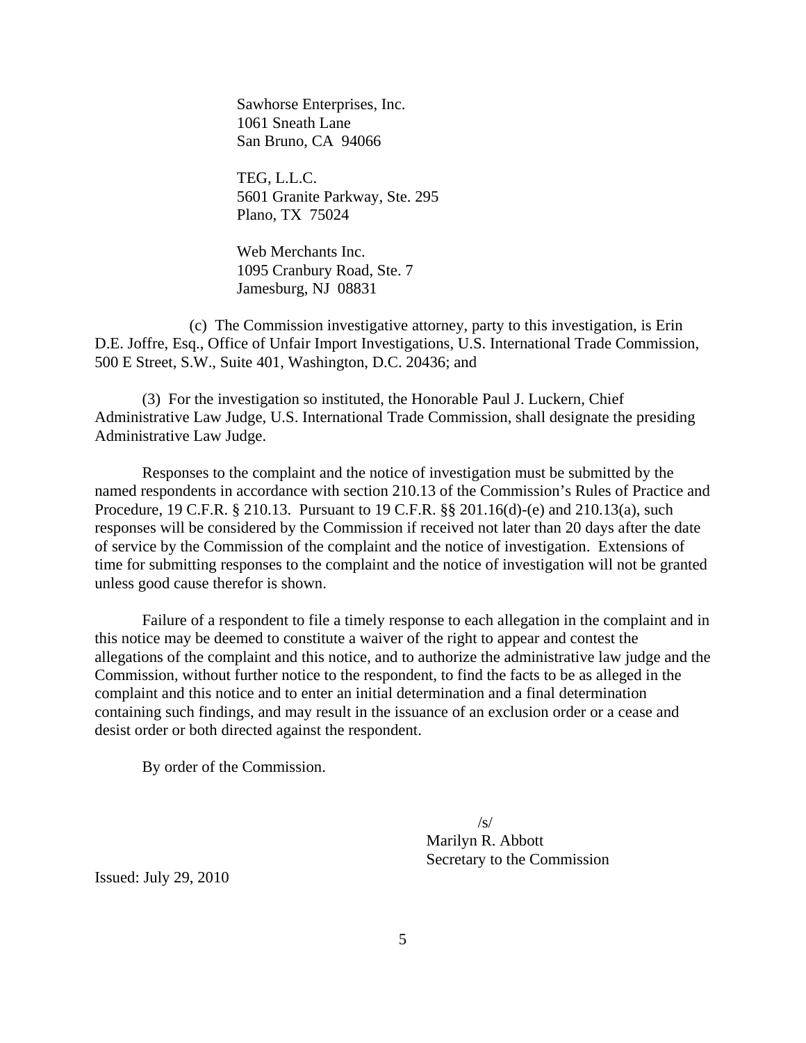Sawhorse Enterprises, Inc.
1061 Sneath Lane
San Bruno, CA 94066

TEG, L.L.C.
5601 Granite Parkway, Ste. 295
Plano, TX 75024

Web Merchants Inc.
1095 Cranbury Road, Ste. 7
Jamesburg, NJ 08831

(c) The Commission investigative attorney, party to this investigation, is Erin D.E. Joffre, Esq., Office of Unfair Import Investigations, U.S. International Trade Commission, 500 E Street, S.W., Suite 401, Washington, D.C. 20436; and

(3) For the investigation so instituted, the Honorable Paul J. Luckern, Chief Administrative Law Judge, U.S. International Trade Commission, shall designate the presiding Administrative Law Judge.

Responses to the complaint and the notice of investigation must be submitted by the named respondents in accordance with section 210.13 of the Commission's Rules of Practice and Procedure, 19 C.F.R. § 210.13. Pursuant to 19 C.F.R. §§ 201.16(d)-(e) and 210.13(a), such responses will be considered by the Commission if received not later than 20 days after the date of service by the Commission of the complaint and the notice of investigation. Extensions of time for submitting responses to the complaint and the notice of investigation will not be granted unless good cause therefor is shown.

Failure of a respondent to file a timely response to each allegation in the complaint and in this notice may be deemed to constitute a waiver of the right to appear and contest the allegations of the complaint and this notice, and to authorize the administrative law judge and the Commission, without further notice to the respondent, to find the facts to be as alleged in the complaint and this notice and to enter an initial determination and a final determination containing such findings, and may result in the issuance of an exclusion order or a cease and desist order or both directed against the respondent.

By order of the Commission.

/s/
Marilyn R. Abbott
Secretary to the Commission

Issued: July 29, 2010